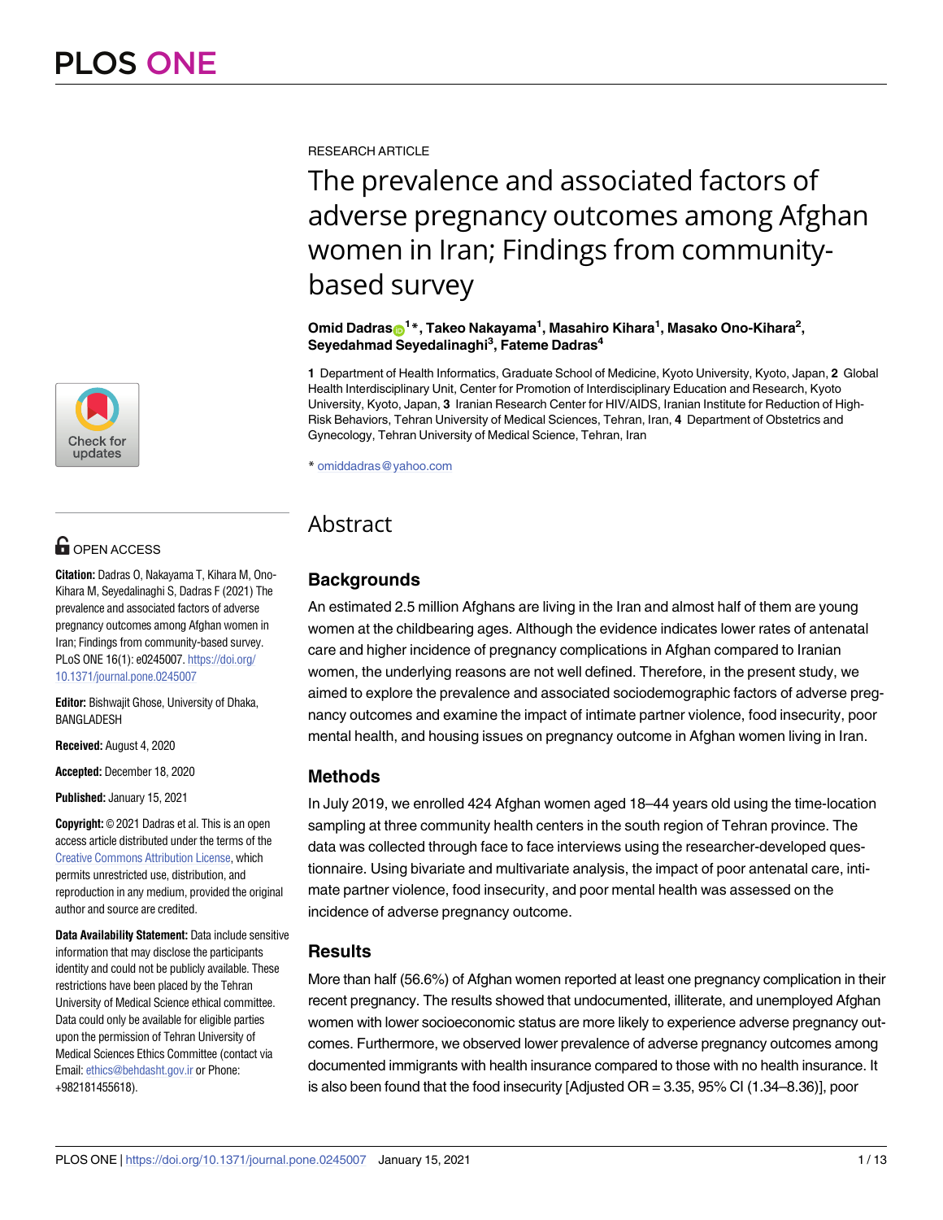RESEARCH ARTICLE

# The prevalence and associated factors of adverse pregnancy outcomes among Afghan women in Iran; Findings from community-based survey

**Omid Dadras[1]*, Takeo Nakayama[1], Masahiro Kihara[1], Masako Ono-Kihara[2], Seyedahmad Seyedalinaghi[3], Fateme Dadras[4]**

**1** Department of Health Informatics, Graduate School of Medicine, Kyoto University, Kyoto, Japan, **2** Global Health Interdisciplinary Unit, Center for Promotion of Interdisciplinary Education and Research, Kyoto University, Kyoto, Japan, **3** Iranian Research Center for HIV/AIDS, Iranian Institute for Reduction of High-Risk Behaviors, Tehran University of Medical Sciences, Tehran, Iran, **4** Department of Obstetrics and Gynecology, Tehran University of Medical Science, Tehran, Iran

* omiddadras@yahoo.com

OPEN ACCESS

**Citation:** Dadras O, Nakayama T, Kihara M, Ono-Kihara M, Seyedalinaghi S, Dadras F (2021) The prevalence and associated factors of adverse pregnancy outcomes among Afghan women in Iran; Findings from community-based survey. PLoS ONE 16(1): e0245007. https://doi.org/10.1371/journal.pone.0245007

**Editor:** Bishwajit Ghose, University of Dhaka, BANGLADESH

**Received:** August 4, 2020

**Accepted:** December 18, 2020

**Published:** January 15, 2021

**Copyright:** © 2021 Dadras et al. This is an open access article distributed under the terms of the Creative Commons Attribution License, which permits unrestricted use, distribution, and reproduction in any medium, provided the original author and source are credited.

**Data Availability Statement:** Data include sensitive information that may disclose the participants identity and could not be publicly available. These restrictions have been placed by the Tehran University of Medical Science ethical committee. Data could only be available for eligible parties upon the permission of Tehran University of Medical Sciences Ethics Committee (contact via Email: ethics@behdasht.gov.ir or Phone: +982181455618).

## Abstract

### Backgrounds

An estimated 2.5 million Afghans are living in the Iran and almost half of them are young women at the childbearing ages. Although the evidence indicates lower rates of antenatal care and higher incidence of pregnancy complications in Afghan compared to Iranian women, the underlying reasons are not well defined. Therefore, in the present study, we aimed to explore the prevalence and associated sociodemographic factors of adverse pregnancy outcomes and examine the impact of intimate partner violence, food insecurity, poor mental health, and housing issues on pregnancy outcome in Afghan women living in Iran.

### Methods

In July 2019, we enrolled 424 Afghan women aged 18–44 years old using the time-location sampling at three community health centers in the south region of Tehran province. The data was collected through face to face interviews using the researcher-developed questionnaire. Using bivariate and multivariate analysis, the impact of poor antenatal care, intimate partner violence, food insecurity, and poor mental health was assessed on the incidence of adverse pregnancy outcome.

### Results

More than half (56.6%) of Afghan women reported at least one pregnancy complication in their recent pregnancy. The results showed that undocumented, illiterate, and unemployed Afghan women with lower socioeconomic status are more likely to experience adverse pregnancy outcomes. Furthermore, we observed lower prevalence of adverse pregnancy outcomes among documented immigrants with health insurance compared to those with no health insurance. It is also been found that the food insecurity [Adjusted OR = 3.35, 95% CI (1.34–8.36)], poor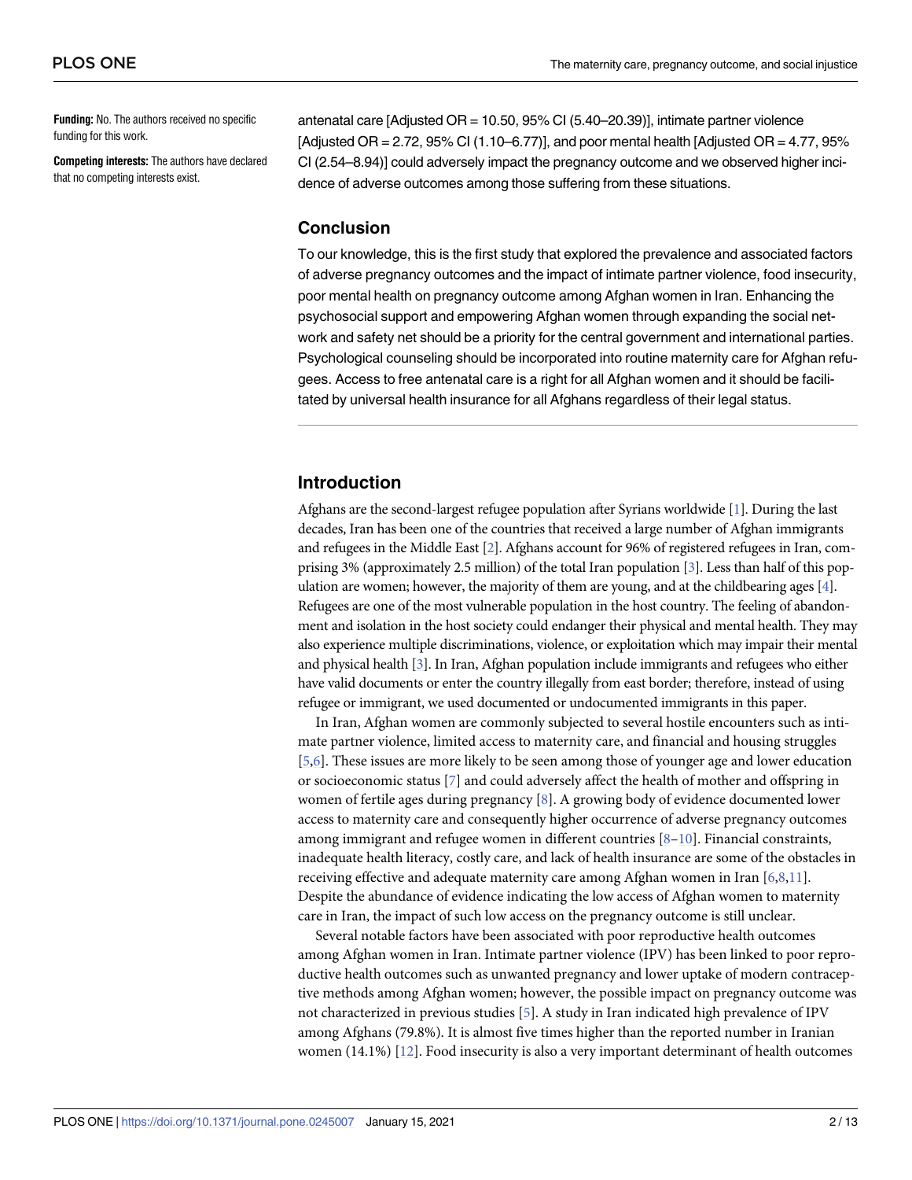**Funding:** No. The authors received no specific funding for this work.

**Competing interests:** The authors have declared that no competing interests exist.

antenatal care [Adjusted OR = 10.50, 95% CI (5.40–20.39)], intimate partner violence [Adjusted OR = 2.72, 95% CI (1.10–6.77)], and poor mental health [Adjusted OR = 4.77, 95% CI (2.54–8.94)] could adversely impact the pregnancy outcome and we observed higher incidence of adverse outcomes among those suffering from these situations.

## Conclusion

To our knowledge, this is the first study that explored the prevalence and associated factors of adverse pregnancy outcomes and the impact of intimate partner violence, food insecurity, poor mental health on pregnancy outcome among Afghan women in Iran. Enhancing the psychosocial support and empowering Afghan women through expanding the social network and safety net should be a priority for the central government and international parties. Psychological counseling should be incorporated into routine maternity care for Afghan refugees. Access to free antenatal care is a right for all Afghan women and it should be facilitated by universal health insurance for all Afghans regardless of their legal status.

## Introduction

Afghans are the second-largest refugee population after Syrians worldwide [1]. During the last decades, Iran has been one of the countries that received a large number of Afghan immigrants and refugees in the Middle East [2]. Afghans account for 96% of registered refugees in Iran, comprising 3% (approximately 2.5 million) of the total Iran population [3]. Less than half of this population are women; however, the majority of them are young, and at the childbearing ages [4]. Refugees are one of the most vulnerable population in the host country. The feeling of abandonment and isolation in the host society could endanger their physical and mental health. They may also experience multiple discriminations, violence, or exploitation which may impair their mental and physical health [3]. In Iran, Afghan population include immigrants and refugees who either have valid documents or enter the country illegally from east border; therefore, instead of using refugee or immigrant, we used documented or undocumented immigrants in this paper.

In Iran, Afghan women are commonly subjected to several hostile encounters such as intimate partner violence, limited access to maternity care, and financial and housing struggles [5,6]. These issues are more likely to be seen among those of younger age and lower education or socioeconomic status [7] and could adversely affect the health of mother and offspring in women of fertile ages during pregnancy [8]. A growing body of evidence documented lower access to maternity care and consequently higher occurrence of adverse pregnancy outcomes among immigrant and refugee women in different countries [8–10]. Financial constraints, inadequate health literacy, costly care, and lack of health insurance are some of the obstacles in receiving effective and adequate maternity care among Afghan women in Iran [6,8,11]. Despite the abundance of evidence indicating the low access of Afghan women to maternity care in Iran, the impact of such low access on the pregnancy outcome is still unclear.

Several notable factors have been associated with poor reproductive health outcomes among Afghan women in Iran. Intimate partner violence (IPV) has been linked to poor reproductive health outcomes such as unwanted pregnancy and lower uptake of modern contraceptive methods among Afghan women; however, the possible impact on pregnancy outcome was not characterized in previous studies [5]. A study in Iran indicated high prevalence of IPV among Afghans (79.8%). It is almost five times higher than the reported number in Iranian women (14.1%) [12]. Food insecurity is also a very important determinant of health outcomes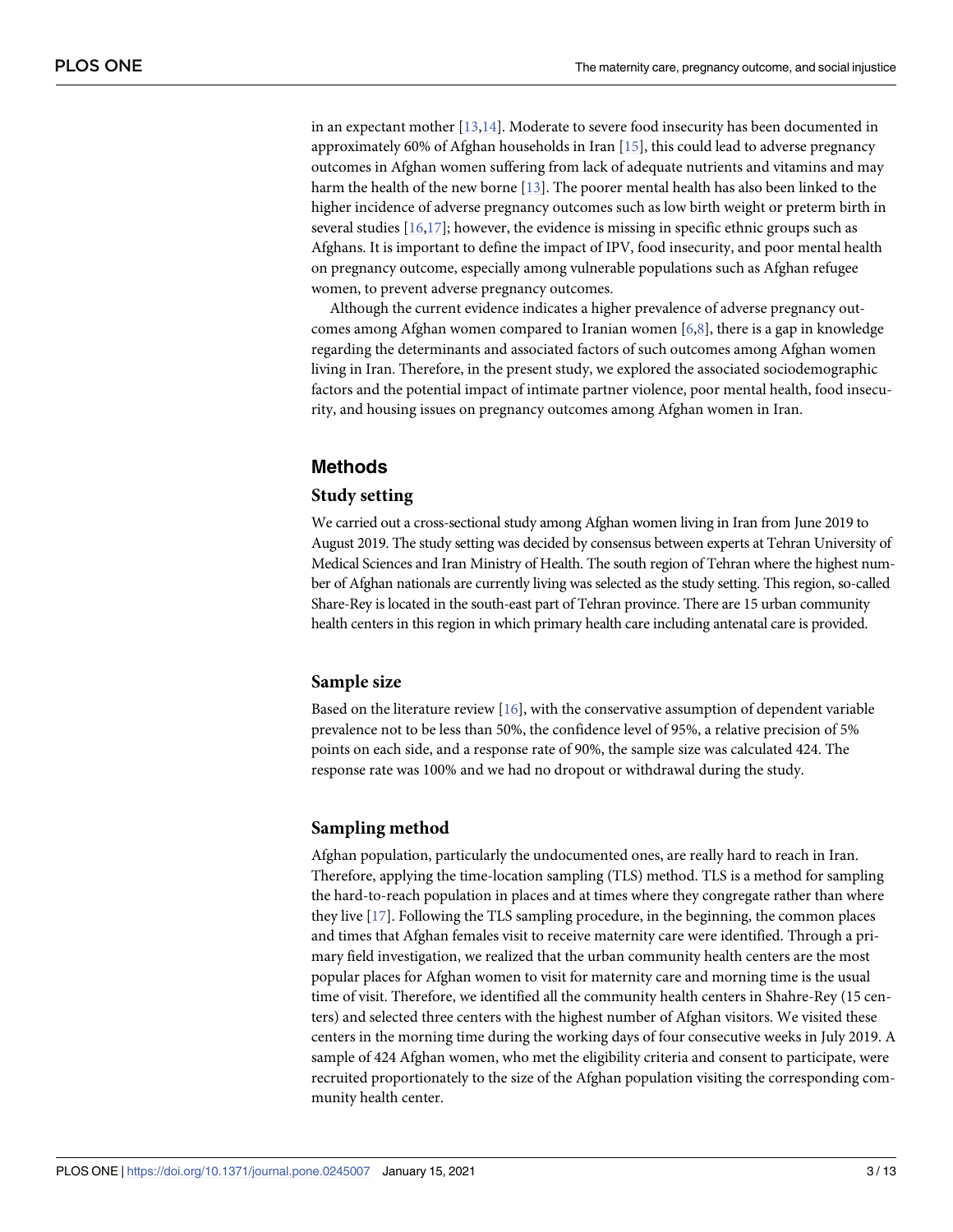in an expectant mother [13,14]. Moderate to severe food insecurity has been documented in approximately 60% of Afghan households in Iran [15], this could lead to adverse pregnancy outcomes in Afghan women suffering from lack of adequate nutrients and vitamins and may harm the health of the new borne [13]. The poorer mental health has also been linked to the higher incidence of adverse pregnancy outcomes such as low birth weight or preterm birth in several studies [16,17]; however, the evidence is missing in specific ethnic groups such as Afghans. It is important to define the impact of IPV, food insecurity, and poor mental health on pregnancy outcome, especially among vulnerable populations such as Afghan refugee women, to prevent adverse pregnancy outcomes.

Although the current evidence indicates a higher prevalence of adverse pregnancy outcomes among Afghan women compared to Iranian women [6,8], there is a gap in knowledge regarding the determinants and associated factors of such outcomes among Afghan women living in Iran. Therefore, in the present study, we explored the associated sociodemographic factors and the potential impact of intimate partner violence, poor mental health, food insecurity, and housing issues on pregnancy outcomes among Afghan women in Iran.

## Methods

### Study setting

We carried out a cross-sectional study among Afghan women living in Iran from June 2019 to August 2019. The study setting was decided by consensus between experts at Tehran University of Medical Sciences and Iran Ministry of Health. The south region of Tehran where the highest number of Afghan nationals are currently living was selected as the study setting. This region, so-called Share-Rey is located in the south-east part of Tehran province. There are 15 urban community health centers in this region in which primary health care including antenatal care is provided.

### Sample size

Based on the literature review [16], with the conservative assumption of dependent variable prevalence not to be less than 50%, the confidence level of 95%, a relative precision of 5% points on each side, and a response rate of 90%, the sample size was calculated 424. The response rate was 100% and we had no dropout or withdrawal during the study.

### Sampling method

Afghan population, particularly the undocumented ones, are really hard to reach in Iran. Therefore, applying the time-location sampling (TLS) method. TLS is a method for sampling the hard-to-reach population in places and at times where they congregate rather than where they live [17]. Following the TLS sampling procedure, in the beginning, the common places and times that Afghan females visit to receive maternity care were identified. Through a primary field investigation, we realized that the urban community health centers are the most popular places for Afghan women to visit for maternity care and morning time is the usual time of visit. Therefore, we identified all the community health centers in Shahre-Rey (15 centers) and selected three centers with the highest number of Afghan visitors. We visited these centers in the morning time during the working days of four consecutive weeks in July 2019. A sample of 424 Afghan women, who met the eligibility criteria and consent to participate, were recruited proportionately to the size of the Afghan population visiting the corresponding community health center.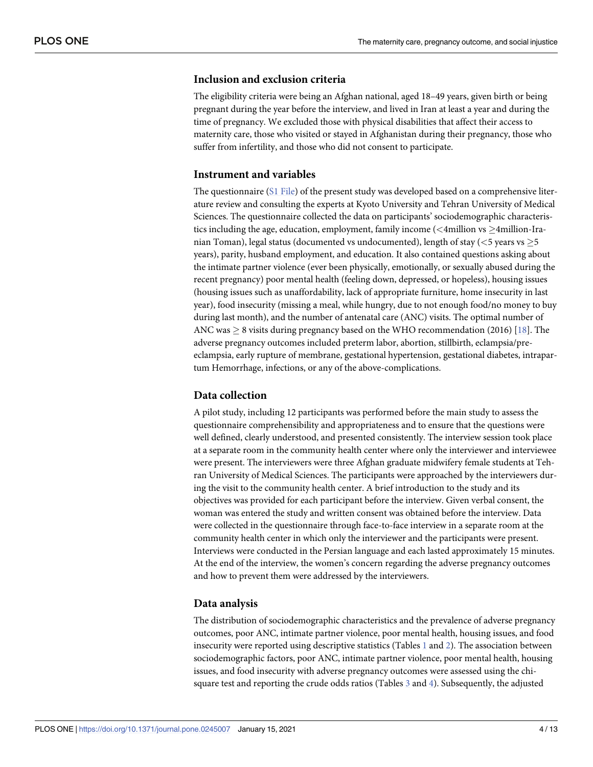### Inclusion and exclusion criteria

The eligibility criteria were being an Afghan national, aged 18–49 years, given birth or being pregnant during the year before the interview, and lived in Iran at least a year and during the time of pregnancy. We excluded those with physical disabilities that affect their access to maternity care, those who visited or stayed in Afghanistan during their pregnancy, those who suffer from infertility, and those who did not consent to participate.

### Instrument and variables

The questionnaire (S1 File) of the present study was developed based on a comprehensive literature review and consulting the experts at Kyoto University and Tehran University of Medical Sciences. The questionnaire collected the data on participants' sociodemographic characteristics including the age, education, employment, family income (<4million vs ≥4million-Iranian Toman), legal status (documented vs undocumented), length of stay (<5 years vs ≥5 years), parity, husband employment, and education. It also contained questions asking about the intimate partner violence (ever been physically, emotionally, or sexually abused during the recent pregnancy) poor mental health (feeling down, depressed, or hopeless), housing issues (housing issues such as unaffordability, lack of appropriate furniture, home insecurity in last year), food insecurity (missing a meal, while hungry, due to not enough food/no money to buy during last month), and the number of antenatal care (ANC) visits. The optimal number of ANC was ≥ 8 visits during pregnancy based on the WHO recommendation (2016) [18]. The adverse pregnancy outcomes included preterm labor, abortion, stillbirth, eclampsia/pre-eclampsia, early rupture of membrane, gestational hypertension, gestational diabetes, intrapartum Hemorrhage, infections, or any of the above-complications.

### Data collection

A pilot study, including 12 participants was performed before the main study to assess the questionnaire comprehensibility and appropriateness and to ensure that the questions were well defined, clearly understood, and presented consistently. The interview session took place at a separate room in the community health center where only the interviewer and interviewee were present. The interviewers were three Afghan graduate midwifery female students at Tehran University of Medical Sciences. The participants were approached by the interviewers during the visit to the community health center. A brief introduction to the study and its objectives was provided for each participant before the interview. Given verbal consent, the woman was entered the study and written consent was obtained before the interview. Data were collected in the questionnaire through face-to-face interview in a separate room at the community health center in which only the interviewer and the participants were present. Interviews were conducted in the Persian language and each lasted approximately 15 minutes. At the end of the interview, the women's concern regarding the adverse pregnancy outcomes and how to prevent them were addressed by the interviewers.

### Data analysis

The distribution of sociodemographic characteristics and the prevalence of adverse pregnancy outcomes, poor ANC, intimate partner violence, poor mental health, housing issues, and food insecurity were reported using descriptive statistics (Tables 1 and 2). The association between sociodemographic factors, poor ANC, intimate partner violence, poor mental health, housing issues, and food insecurity with adverse pregnancy outcomes were assessed using the chi-square test and reporting the crude odds ratios (Tables 3 and 4). Subsequently, the adjusted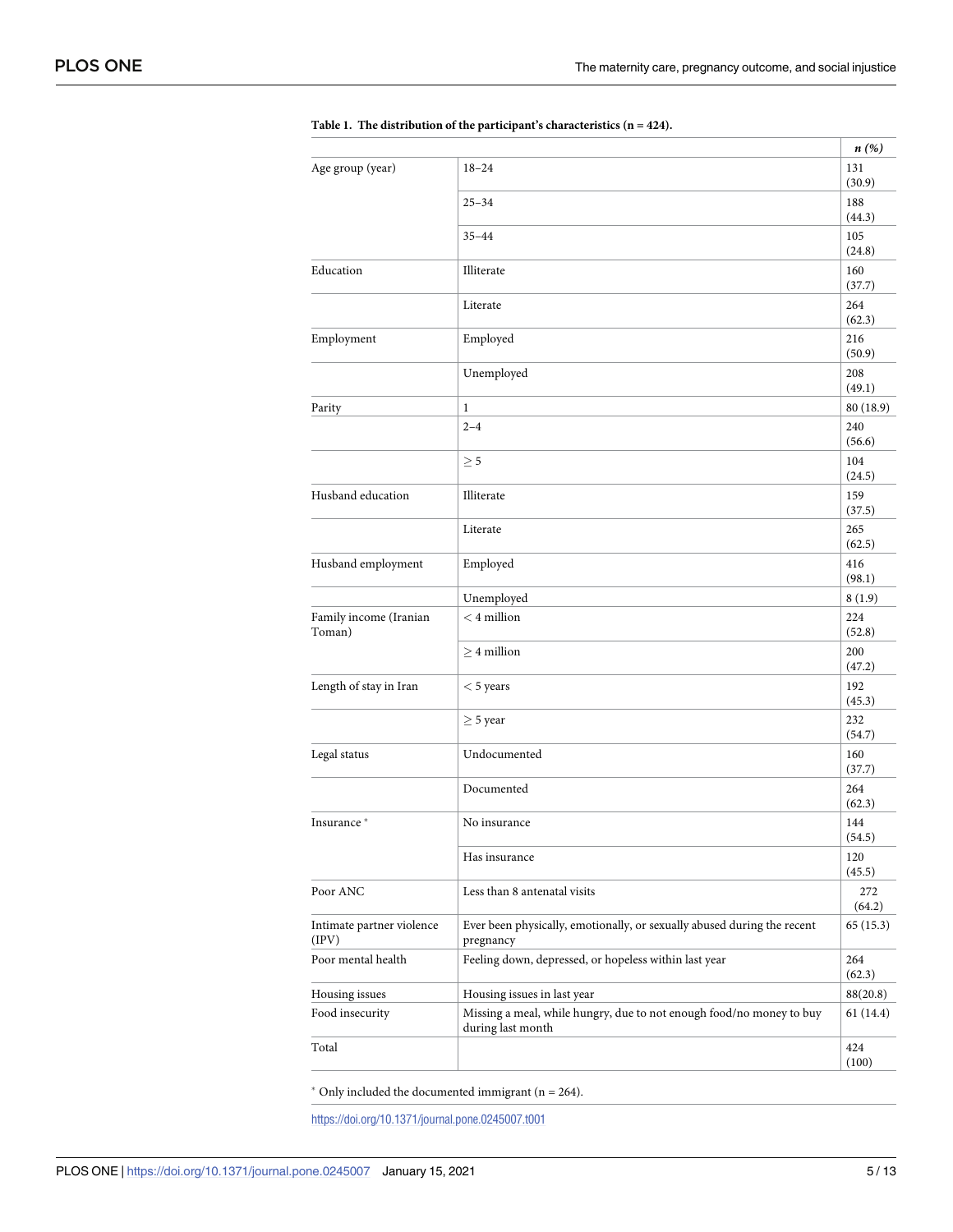**Table 1. The distribution of the participant's characteristics (n = 424).**

| | | *n (%)* |
|---|---|---|
| Age group (year) | 18–24 | 131 (30.9) |
| | 25–34 | 188 (44.3) |
| | 35–44 | 105 (24.8) |
| Education | Illiterate | 160 (37.7) |
| | Literate | 264 (62.3) |
| Employment | Employed | 216 (50.9) |
| | Unemployed | 208 (49.1) |
| Parity | 1 | 80 (18.9) |
| | 2–4 | 240 (56.6) |
| | ≥ 5 | 104 (24.5) |
| Husband education | Illiterate | 159 (37.5) |
| | Literate | 265 (62.5) |
| Husband employment | Employed | 416 (98.1) |
| | Unemployed | 8 (1.9) |
| Family income (Iranian Toman) | < 4 million | 224 (52.8) |
| | ≥ 4 million | 200 (47.2) |
| Length of stay in Iran | < 5 years | 192 (45.3) |
| | ≥ 5 year | 232 (54.7) |
| Legal status | Undocumented | 160 (37.7) |
| | Documented | 264 (62.3) |
| Insurance * | No insurance | 144 (54.5) |
| | Has insurance | 120 (45.5) |
| Poor ANC | Less than 8 antenatal visits | 272 (64.2) |
| Intimate partner violence (IPV) | Ever been physically, emotionally, or sexually abused during the recent pregnancy | 65 (15.3) |
| Poor mental health | Feeling down, depressed, or hopeless within last year | 264 (62.3) |
| Housing issues | Housing issues in last year | 88(20.8) |
| Food insecurity | Missing a meal, while hungry, due to not enough food/no money to buy during last month | 61 (14.4) |
| Total | | 424 (100) |

* Only included the documented immigrant (n = 264).

https://doi.org/10.1371/journal.pone.0245007.t001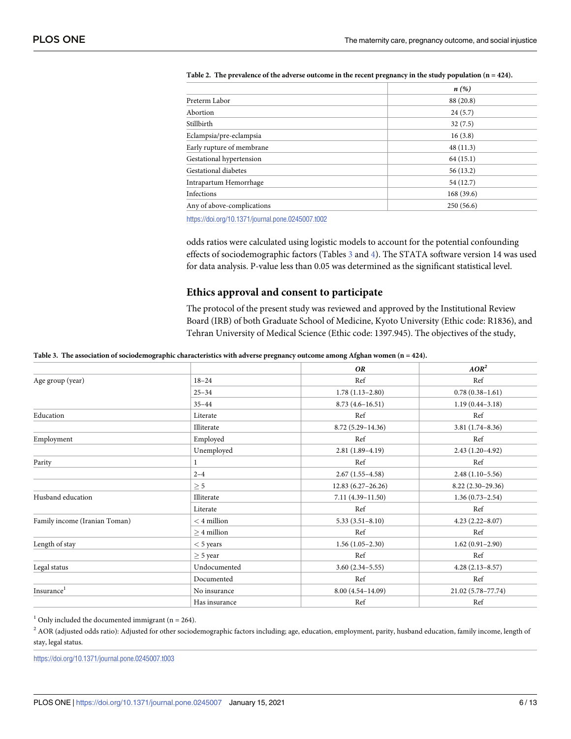**Table 2. The prevalence of the adverse outcome in the recent pregnancy in the study population (n = 424).**

| | *n (%)* |
|---|---|
| Preterm Labor | 88 (20.8) |
| Abortion | 24 (5.7) |
| Stillbirth | 32 (7.5) |
| Eclampsia/pre-eclampsia | 16 (3.8) |
| Early rupture of membrane | 48 (11.3) |
| Gestational hypertension | 64 (15.1) |
| Gestational diabetes | 56 (13.2) |
| Intrapartum Hemorrhage | 54 (12.7) |
| Infections | 168 (39.6) |
| Any of above-complications | 250 (56.6) |

https://doi.org/10.1371/journal.pone.0245007.t002

odds ratios were calculated using logistic models to account for the potential confounding effects of sociodemographic factors (Tables 3 and 4). The STATA software version 14 was used for data analysis. P-value less than 0.05 was determined as the significant statistical level.

## Ethics approval and consent to participate

The protocol of the present study was reviewed and approved by the Institutional Review Board (IRB) of both Graduate School of Medicine, Kyoto University (Ethic code: R1836), and Tehran University of Medical Science (Ethic code: 1397.945). The objectives of the study,

**Table 3. The association of sociodemographic characteristics with adverse pregnancy outcome among Afghan women (n = 424).**

| | | *OR* | *AOR*[2] |
|---|---|---|---|
| Age group (year) | 18–24 | Ref | Ref |
| | 25–34 | 1.78 (1.13–2.80) | 0.78 (0.38–1.61) |
| | 35–44 | 8.73 (4.6–16.51) | 1.19 (0.44–3.18) |
| Education | Literate | Ref | Ref |
| | Illiterate | 8.72 (5.29–14.36) | 3.81 (1.74–8.36) |
| Employment | Employed | Ref | Ref |
| | Unemployed | 2.81 (1.89–4.19) | 2.43 (1.20–4.92) |
| Parity | 1 | Ref | Ref |
| | 2–4 | 2.67 (1.55–4.58) | 2.48 (1.10–5.56) |
| | ≥ 5 | 12.83 (6.27–26.26) | 8.22 (2.30–29.36) |
| Husband education | Illiterate | 7.11 (4.39–11.50) | 1.36 (0.73–2.54) |
| | Literate | Ref | Ref |
| Family income (Iranian Toman) | < 4 million | 5.33 (3.51–8.10) | 4.23 (2.22–8.07) |
| | ≥ 4 million | Ref | Ref |
| Length of stay | < 5 years | 1.56 (1.05–2.30) | 1.62 (0.91–2.90) |
| | ≥ 5 year | Ref | Ref |
| Legal status | Undocumented | 3.60 (2.34–5.55) | 4.28 (2.13–8.57) |
| | Documented | Ref | Ref |
| Insurance[1] | No insurance | 8.00 (4.54–14.09) | 21.02 (5.78–77.74) |
| | Has insurance | Ref | Ref |

[1] Only included the documented immigrant (n = 264).

[2] AOR (adjusted odds ratio): Adjusted for other sociodemographic factors including; age, education, employment, parity, husband education, family income, length of stay, legal status.

https://doi.org/10.1371/journal.pone.0245007.t003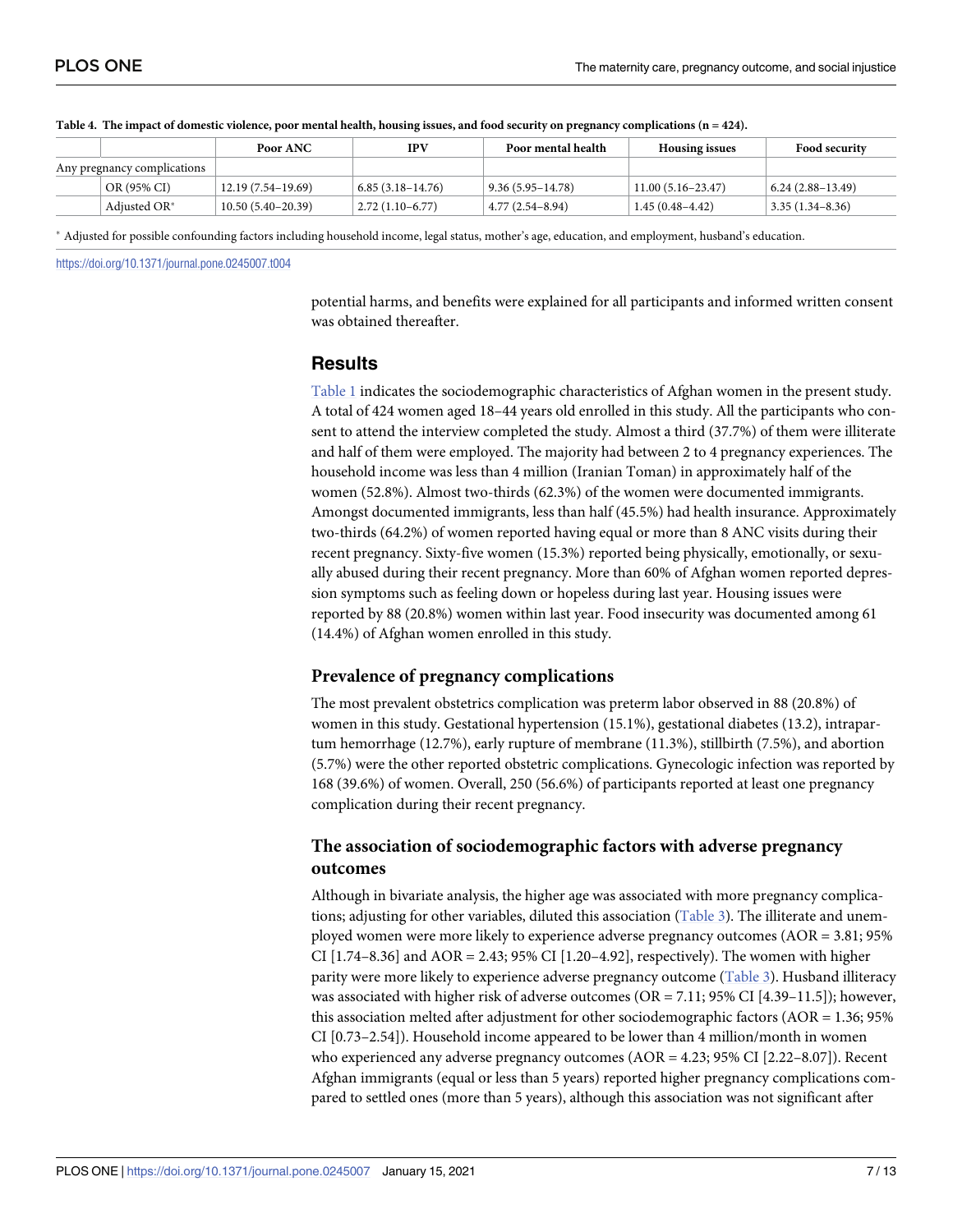**Table 4. The impact of domestic violence, poor mental health, housing issues, and food security on pregnancy complications (n = 424).**

| | | Poor ANC | IPV | Poor mental health | Housing issues | Food security |
|---|---|---|---|---|---|---|
| Any pregnancy complications | | | | | | |
| | OR (95% CI) | 12.19 (7.54–19.69) | 6.85 (3.18–14.76) | 9.36 (5.95–14.78) | 11.00 (5.16–23.47) | 6.24 (2.88–13.49) |
| | Adjusted OR* | 10.50 (5.40–20.39) | 2.72 (1.10–6.77) | 4.77 (2.54–8.94) | 1.45 (0.48–4.42) | 3.35 (1.34–8.36) |

* Adjusted for possible confounding factors including household income, legal status, mother's age, education, and employment, husband's education.

https://doi.org/10.1371/journal.pone.0245007.t004

potential harms, and benefits were explained for all participants and informed written consent was obtained thereafter.

## Results

Table 1 indicates the sociodemographic characteristics of Afghan women in the present study. A total of 424 women aged 18–44 years old enrolled in this study. All the participants who consent to attend the interview completed the study. Almost a third (37.7%) of them were illiterate and half of them were employed. The majority had between 2 to 4 pregnancy experiences. The household income was less than 4 million (Iranian Toman) in approximately half of the women (52.8%). Almost two-thirds (62.3%) of the women were documented immigrants. Amongst documented immigrants, less than half (45.5%) had health insurance. Approximately two-thirds (64.2%) of women reported having equal or more than 8 ANC visits during their recent pregnancy. Sixty-five women (15.3%) reported being physically, emotionally, or sexually abused during their recent pregnancy. More than 60% of Afghan women reported depression symptoms such as feeling down or hopeless during last year. Housing issues were reported by 88 (20.8%) women within last year. Food insecurity was documented among 61 (14.4%) of Afghan women enrolled in this study.

### Prevalence of pregnancy complications

The most prevalent obstetrics complication was preterm labor observed in 88 (20.8%) of women in this study. Gestational hypertension (15.1%), gestational diabetes (13.2), intrapartum hemorrhage (12.7%), early rupture of membrane (11.3%), stillbirth (7.5%), and abortion (5.7%) were the other reported obstetric complications. Gynecologic infection was reported by 168 (39.6%) of women. Overall, 250 (56.6%) of participants reported at least one pregnancy complication during their recent pregnancy.

### The association of sociodemographic factors with adverse pregnancy outcomes

Although in bivariate analysis, the higher age was associated with more pregnancy complications; adjusting for other variables, diluted this association (Table 3). The illiterate and unemployed women were more likely to experience adverse pregnancy outcomes (AOR = 3.81; 95% CI [1.74–8.36] and AOR = 2.43; 95% CI [1.20–4.92], respectively). The women with higher parity were more likely to experience adverse pregnancy outcome (Table 3). Husband illiteracy was associated with higher risk of adverse outcomes (OR = 7.11; 95% CI [4.39–11.5]); however, this association melted after adjustment for other sociodemographic factors (AOR = 1.36; 95% CI [0.73–2.54]). Household income appeared to be lower than 4 million/month in women who experienced any adverse pregnancy outcomes (AOR = 4.23; 95% CI [2.22–8.07]). Recent Afghan immigrants (equal or less than 5 years) reported higher pregnancy complications compared to settled ones (more than 5 years), although this association was not significant after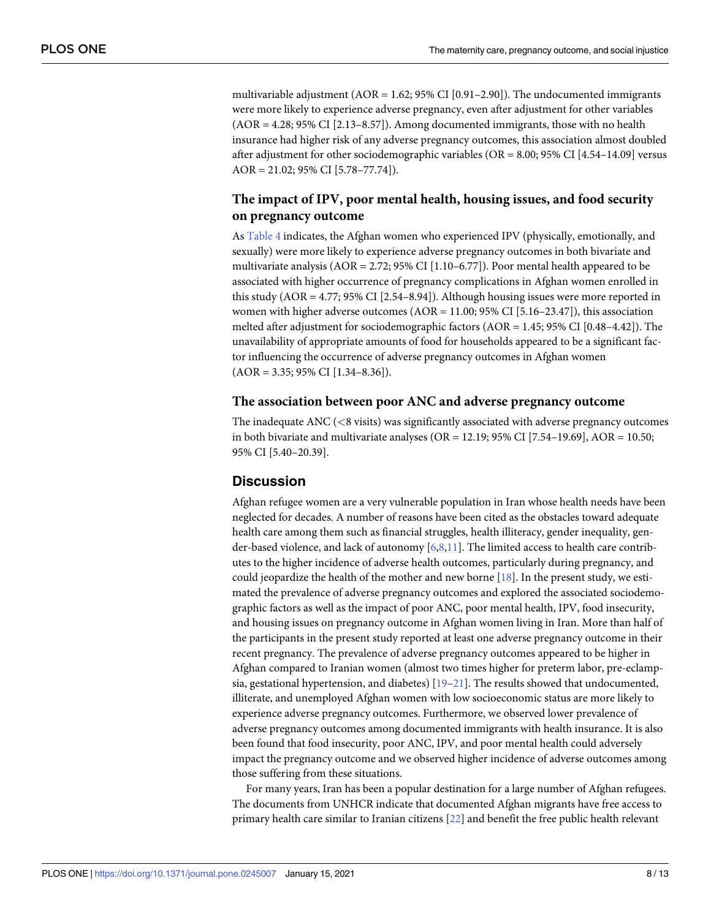multivariable adjustment (AOR = 1.62; 95% CI [0.91–2.90]). The undocumented immigrants were more likely to experience adverse pregnancy, even after adjustment for other variables (AOR = 4.28; 95% CI [2.13–8.57]). Among documented immigrants, those with no health insurance had higher risk of any adverse pregnancy outcomes, this association almost doubled after adjustment for other sociodemographic variables (OR = 8.00; 95% CI [4.54–14.09] versus AOR = 21.02; 95% CI [5.78–77.74]).

### The impact of IPV, poor mental health, housing issues, and food security on pregnancy outcome

As Table 4 indicates, the Afghan women who experienced IPV (physically, emotionally, and sexually) were more likely to experience adverse pregnancy outcomes in both bivariate and multivariate analysis (AOR = 2.72; 95% CI [1.10–6.77]). Poor mental health appeared to be associated with higher occurrence of pregnancy complications in Afghan women enrolled in this study (AOR = 4.77; 95% CI [2.54–8.94]). Although housing issues were more reported in women with higher adverse outcomes (AOR = 11.00; 95% CI [5.16–23.47]), this association melted after adjustment for sociodemographic factors (AOR = 1.45; 95% CI [0.48–4.42]). The unavailability of appropriate amounts of food for households appeared to be a significant factor influencing the occurrence of adverse pregnancy outcomes in Afghan women (AOR = 3.35; 95% CI [1.34–8.36]).

### The association between poor ANC and adverse pregnancy outcome

The inadequate ANC (<8 visits) was significantly associated with adverse pregnancy outcomes in both bivariate and multivariate analyses (OR = 12.19; 95% CI [7.54–19.69], AOR = 10.50; 95% CI [5.40–20.39].

## Discussion

Afghan refugee women are a very vulnerable population in Iran whose health needs have been neglected for decades. A number of reasons have been cited as the obstacles toward adequate health care among them such as financial struggles, health illiteracy, gender inequality, gender-based violence, and lack of autonomy [6,8,11]. The limited access to health care contributes to the higher incidence of adverse health outcomes, particularly during pregnancy, and could jeopardize the health of the mother and new borne [18]. In the present study, we estimated the prevalence of adverse pregnancy outcomes and explored the associated sociodemographic factors as well as the impact of poor ANC, poor mental health, IPV, food insecurity, and housing issues on pregnancy outcome in Afghan women living in Iran. More than half of the participants in the present study reported at least one adverse pregnancy outcome in their recent pregnancy. The prevalence of adverse pregnancy outcomes appeared to be higher in Afghan compared to Iranian women (almost two times higher for preterm labor, pre-eclampsia, gestational hypertension, and diabetes) [19–21]. The results showed that undocumented, illiterate, and unemployed Afghan women with low socioeconomic status are more likely to experience adverse pregnancy outcomes. Furthermore, we observed lower prevalence of adverse pregnancy outcomes among documented immigrants with health insurance. It is also been found that food insecurity, poor ANC, IPV, and poor mental health could adversely impact the pregnancy outcome and we observed higher incidence of adverse outcomes among those suffering from these situations.

For many years, Iran has been a popular destination for a large number of Afghan refugees. The documents from UNHCR indicate that documented Afghan migrants have free access to primary health care similar to Iranian citizens [22] and benefit the free public health relevant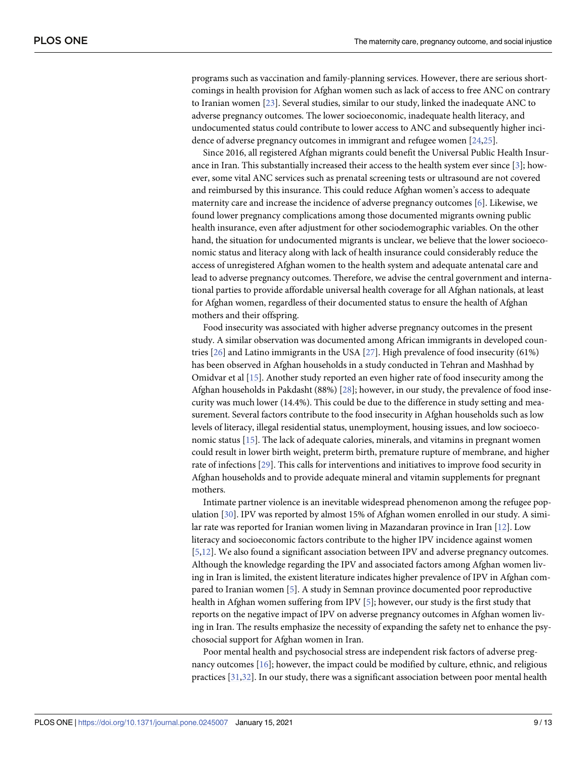programs such as vaccination and family-planning services. However, there are serious shortcomings in health provision for Afghan women such as lack of access to free ANC on contrary to Iranian women [23]. Several studies, similar to our study, linked the inadequate ANC to adverse pregnancy outcomes. The lower socioeconomic, inadequate health literacy, and undocumented status could contribute to lower access to ANC and subsequently higher incidence of adverse pregnancy outcomes in immigrant and refugee women [24,25].

Since 2016, all registered Afghan migrants could benefit the Universal Public Health Insurance in Iran. This substantially increased their access to the health system ever since [3]; however, some vital ANC services such as prenatal screening tests or ultrasound are not covered and reimbursed by this insurance. This could reduce Afghan women's access to adequate maternity care and increase the incidence of adverse pregnancy outcomes [6]. Likewise, we found lower pregnancy complications among those documented migrants owning public health insurance, even after adjustment for other sociodemographic variables. On the other hand, the situation for undocumented migrants is unclear, we believe that the lower socioeconomic status and literacy along with lack of health insurance could considerably reduce the access of unregistered Afghan women to the health system and adequate antenatal care and lead to adverse pregnancy outcomes. Therefore, we advise the central government and international parties to provide affordable universal health coverage for all Afghan nationals, at least for Afghan women, regardless of their documented status to ensure the health of Afghan mothers and their offspring.

Food insecurity was associated with higher adverse pregnancy outcomes in the present study. A similar observation was documented among African immigrants in developed countries [26] and Latino immigrants in the USA [27]. High prevalence of food insecurity (61%) has been observed in Afghan households in a study conducted in Tehran and Mashhad by Omidvar et al [15]. Another study reported an even higher rate of food insecurity among the Afghan households in Pakdasht (88%) [28]; however, in our study, the prevalence of food insecurity was much lower (14.4%). This could be due to the difference in study setting and measurement. Several factors contribute to the food insecurity in Afghan households such as low levels of literacy, illegal residential status, unemployment, housing issues, and low socioeconomic status [15]. The lack of adequate calories, minerals, and vitamins in pregnant women could result in lower birth weight, preterm birth, premature rupture of membrane, and higher rate of infections [29]. This calls for interventions and initiatives to improve food security in Afghan households and to provide adequate mineral and vitamin supplements for pregnant mothers.

Intimate partner violence is an inevitable widespread phenomenon among the refugee population [30]. IPV was reported by almost 15% of Afghan women enrolled in our study. A similar rate was reported for Iranian women living in Mazandaran province in Iran [12]. Low literacy and socioeconomic factors contribute to the higher IPV incidence against women [5,12]. We also found a significant association between IPV and adverse pregnancy outcomes. Although the knowledge regarding the IPV and associated factors among Afghan women living in Iran is limited, the existent literature indicates higher prevalence of IPV in Afghan compared to Iranian women [5]. A study in Semnan province documented poor reproductive health in Afghan women suffering from IPV [5]; however, our study is the first study that reports on the negative impact of IPV on adverse pregnancy outcomes in Afghan women living in Iran. The results emphasize the necessity of expanding the safety net to enhance the psychosocial support for Afghan women in Iran.

Poor mental health and psychosocial stress are independent risk factors of adverse pregnancy outcomes [16]; however, the impact could be modified by culture, ethnic, and religious practices [31,32]. In our study, there was a significant association between poor mental health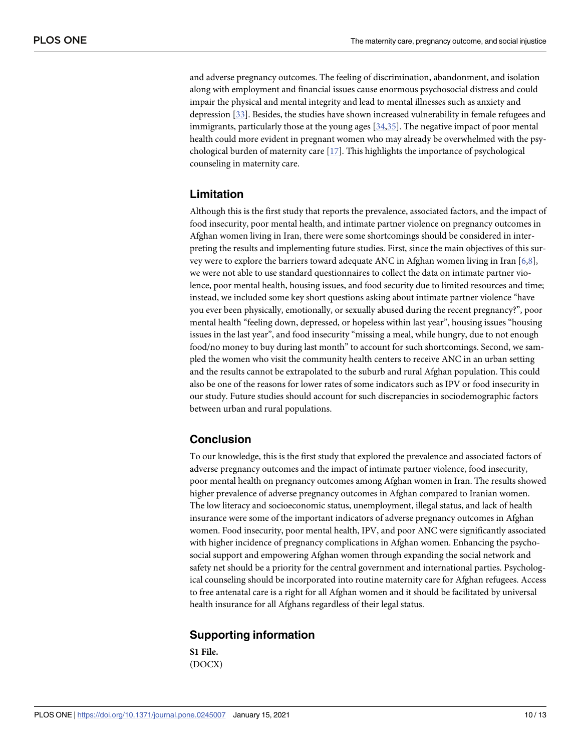and adverse pregnancy outcomes. The feeling of discrimination, abandonment, and isolation along with employment and financial issues cause enormous psychosocial distress and could impair the physical and mental integrity and lead to mental illnesses such as anxiety and depression [33]. Besides, the studies have shown increased vulnerability in female refugees and immigrants, particularly those at the young ages [34,35]. The negative impact of poor mental health could more evident in pregnant women who may already be overwhelmed with the psychological burden of maternity care [17]. This highlights the importance of psychological counseling in maternity care.

## Limitation

Although this is the first study that reports the prevalence, associated factors, and the impact of food insecurity, poor mental health, and intimate partner violence on pregnancy outcomes in Afghan women living in Iran, there were some shortcomings should be considered in interpreting the results and implementing future studies. First, since the main objectives of this survey were to explore the barriers toward adequate ANC in Afghan women living in Iran [6,8], we were not able to use standard questionnaires to collect the data on intimate partner violence, poor mental health, housing issues, and food security due to limited resources and time; instead, we included some key short questions asking about intimate partner violence "have you ever been physically, emotionally, or sexually abused during the recent pregnancy?", poor mental health "feeling down, depressed, or hopeless within last year", housing issues "housing issues in the last year", and food insecurity "missing a meal, while hungry, due to not enough food/no money to buy during last month" to account for such shortcomings. Second, we sampled the women who visit the community health centers to receive ANC in an urban setting and the results cannot be extrapolated to the suburb and rural Afghan population. This could also be one of the reasons for lower rates of some indicators such as IPV or food insecurity in our study. Future studies should account for such discrepancies in sociodemographic factors between urban and rural populations.

## Conclusion

To our knowledge, this is the first study that explored the prevalence and associated factors of adverse pregnancy outcomes and the impact of intimate partner violence, food insecurity, poor mental health on pregnancy outcomes among Afghan women in Iran. The results showed higher prevalence of adverse pregnancy outcomes in Afghan compared to Iranian women. The low literacy and socioeconomic status, unemployment, illegal status, and lack of health insurance were some of the important indicators of adverse pregnancy outcomes in Afghan women. Food insecurity, poor mental health, IPV, and poor ANC were significantly associated with higher incidence of pregnancy complications in Afghan women. Enhancing the psychosocial support and empowering Afghan women through expanding the social network and safety net should be a priority for the central government and international parties. Psychological counseling should be incorporated into routine maternity care for Afghan refugees. Access to free antenatal care is a right for all Afghan women and it should be facilitated by universal health insurance for all Afghans regardless of their legal status.

## Supporting information

**S1 File.**
(DOCX)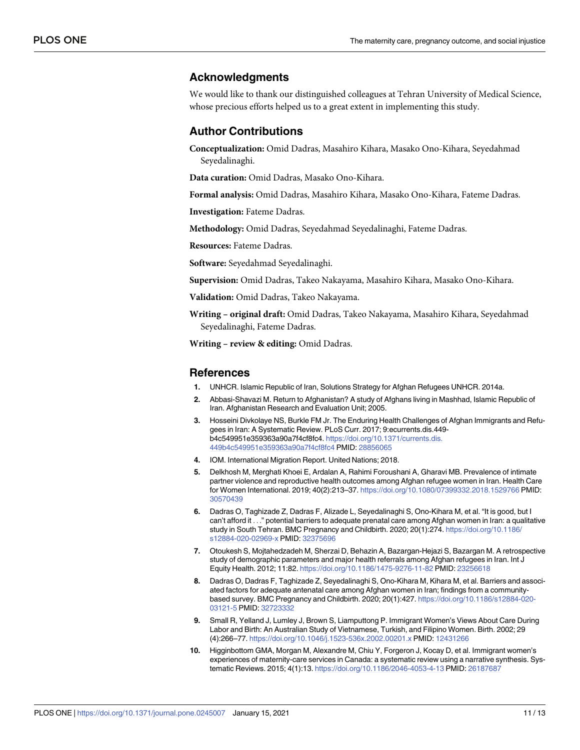## Acknowledgments

We would like to thank our distinguished colleagues at Tehran University of Medical Science, whose precious efforts helped us to a great extent in implementing this study.

## Author Contributions

**Conceptualization:** Omid Dadras, Masahiro Kihara, Masako Ono-Kihara, Seyedahmad Seyedalinaghi.

**Data curation:** Omid Dadras, Masako Ono-Kihara.

**Formal analysis:** Omid Dadras, Masahiro Kihara, Masako Ono-Kihara, Fateme Dadras.

**Investigation:** Fateme Dadras.

**Methodology:** Omid Dadras, Seyedahmad Seyedalinaghi, Fateme Dadras.

**Resources:** Fateme Dadras.

**Software:** Seyedahmad Seyedalinaghi.

**Supervision:** Omid Dadras, Takeo Nakayama, Masahiro Kihara, Masako Ono-Kihara.

**Validation:** Omid Dadras, Takeo Nakayama.

**Writing – original draft:** Omid Dadras, Takeo Nakayama, Masahiro Kihara, Seyedahmad Seyedalinaghi, Fateme Dadras.

**Writing – review & editing:** Omid Dadras.

## References

1. UNHCR. Islamic Republic of Iran, Solutions Strategy for Afghan Refugees UNHCR. 2014a.
2. Abbasi-Shavazi M. Return to Afghanistan? A study of Afghans living in Mashhad, Islamic Republic of Iran. Afghanistan Research and Evaluation Unit; 2005.
3. Hosseini Divkolaye NS, Burkle FM Jr. The Enduring Health Challenges of Afghan Immigrants and Refugees in Iran: A Systematic Review. PLoS Curr. 2017; 9:ecurrents.dis.449b4c549951e359363a90a7f4cf8fc4. https://doi.org/10.1371/currents.dis.449b4c549951e359363a90a7f4cf8fc4 PMID: 28856065
4. IOM. International Migration Report. United Nations; 2018.
5. Delkhosh M, Merghati Khoei E, Ardalan A, Rahimi Foroushani A, Gharavi MB. Prevalence of intimate partner violence and reproductive health outcomes among Afghan refugee women in Iran. Health Care for Women International. 2019; 40(2):213–37. https://doi.org/10.1080/07399332.2018.1529766 PMID: 30570439
6. Dadras O, Taghizade Z, Dadras F, Alizade L, Seyedalinaghi S, Ono-Kihara M, et al. "It is good, but I can't afford it . . ." potential barriers to adequate prenatal care among Afghan women in Iran: a qualitative study in South Tehran. BMC Pregnancy and Childbirth. 2020; 20(1):274. https://doi.org/10.1186/s12884-020-02969-x PMID: 32375696
7. Otoukesh S, Mojtahedzadeh M, Sherzai D, Behazin A, Bazargan-Hejazi S, Bazargan M. A retrospective study of demographic parameters and major health referrals among Afghan refugees in Iran. Int J Equity Health. 2012; 11:82. https://doi.org/10.1186/1475-9276-11-82 PMID: 23256618
8. Dadras O, Dadras F, Taghizade Z, Seyedalinaghi S, Ono-Kihara M, Kihara M, et al. Barriers and associated factors for adequate antenatal care among Afghan women in Iran; findings from a community-based survey. BMC Pregnancy and Childbirth. 2020; 20(1):427. https://doi.org/10.1186/s12884-020-03121-5 PMID: 32723332
9. Small R, Yelland J, Lumley J, Brown S, Liamputtong P. Immigrant Women's Views About Care During Labor and Birth: An Australian Study of Vietnamese, Turkish, and Filipino Women. Birth. 2002; 29 (4):266–77. https://doi.org/10.1046/j.1523-536x.2002.00201.x PMID: 12431266
10. Higginbottom GMA, Morgan M, Alexandre M, Chiu Y, Forgeron J, Kocay D, et al. Immigrant women's experiences of maternity-care services in Canada: a systematic review using a narrative synthesis. Systematic Reviews. 2015; 4(1):13. https://doi.org/10.1186/2046-4053-4-13 PMID: 26187687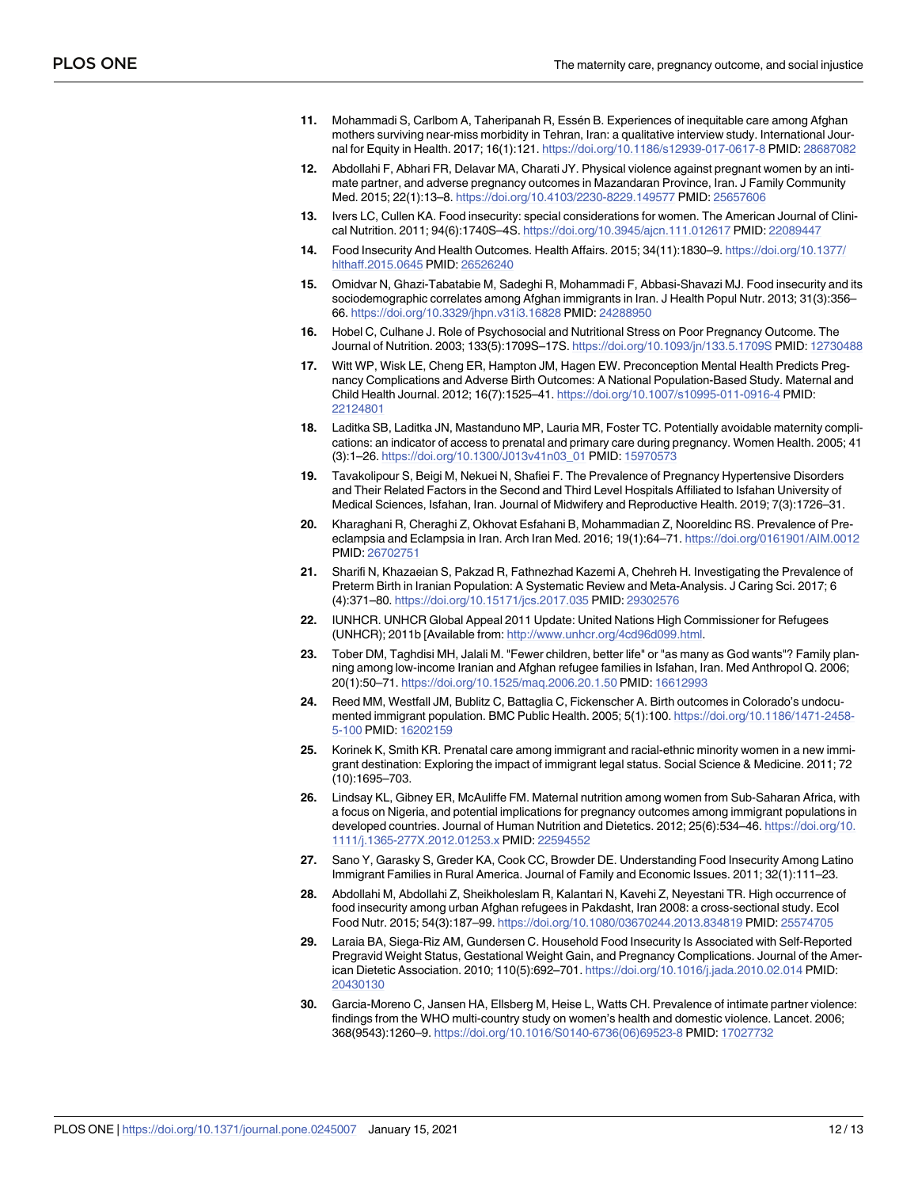11. Mohammadi S, Carlbom A, Taheripanah R, Essén B. Experiences of inequitable care among Afghan mothers surviving near-miss morbidity in Tehran, Iran: a qualitative interview study. International Journal for Equity in Health. 2017; 16(1):121. https://doi.org/10.1186/s12939-017-0617-8 PMID: 28687082

12. Abdollahi F, Abhari FR, Delavar MA, Charati JY. Physical violence against pregnant women by an intimate partner, and adverse pregnancy outcomes in Mazandaran Province, Iran. J Family Community Med. 2015; 22(1):13–8. https://doi.org/10.4103/2230-8229.149577 PMID: 25657606

13. Ivers LC, Cullen KA. Food insecurity: special considerations for women. The American Journal of Clinical Nutrition. 2011; 94(6):1740S–4S. https://doi.org/10.3945/ajcn.111.012617 PMID: 22089447

14. Food Insecurity And Health Outcomes. Health Affairs. 2015; 34(11):1830–9. https://doi.org/10.1377/hlthaff.2015.0645 PMID: 26526240

15. Omidvar N, Ghazi-Tabatabie M, Sadeghi R, Mohammadi F, Abbasi-Shavazi MJ. Food insecurity and its sociodemographic correlates among Afghan immigrants in Iran. J Health Popul Nutr. 2013; 31(3):356–66. https://doi.org/10.3329/jhpn.v31i3.16828 PMID: 24288950

16. Hobel C, Culhane J. Role of Psychosocial and Nutritional Stress on Poor Pregnancy Outcome. The Journal of Nutrition. 2003; 133(5):1709S–17S. https://doi.org/10.1093/jn/133.5.1709S PMID: 12730488

17. Witt WP, Wisk LE, Cheng ER, Hampton JM, Hagen EW. Preconception Mental Health Predicts Pregnancy Complications and Adverse Birth Outcomes: A National Population-Based Study. Maternal and Child Health Journal. 2012; 16(7):1525–41. https://doi.org/10.1007/s10995-011-0916-4 PMID: 22124801

18. Laditka SB, Laditka JN, Mastanduno MP, Lauria MR, Foster TC. Potentially avoidable maternity complications: an indicator of access to prenatal and primary care during pregnancy. Women Health. 2005; 41 (3):1–26. https://doi.org/10.1300/J013v41n03_01 PMID: 15970573

19. Tavakolipour S, Beigi M, Nekuei N, Shafiei F. The Prevalence of Pregnancy Hypertensive Disorders and Their Related Factors in the Second and Third Level Hospitals Affiliated to Isfahan University of Medical Sciences, Isfahan, Iran. Journal of Midwifery and Reproductive Health. 2019; 7(3):1726–31.

20. Kharaghani R, Cheraghi Z, Okhovat Esfahani B, Mohammadian Z, Nooreldinc RS. Prevalence of Preeclampsia and Eclampsia in Iran. Arch Iran Med. 2016; 19(1):64–71. https://doi.org/0161901/AIM.0012 PMID: 26702751

21. Sharifi N, Khazaeian S, Pakzad R, Fathnezhad Kazemi A, Chehreh H. Investigating the Prevalence of Preterm Birth in Iranian Population: A Systematic Review and Meta-Analysis. J Caring Sci. 2017; 6 (4):371–80. https://doi.org/10.15171/jcs.2017.035 PMID: 29302576

22. IUNHCR. UNHCR Global Appeal 2011 Update: United Nations High Commissioner for Refugees (UNHCR); 2011b [Available from: http://www.unhcr.org/4cd96d099.html.

23. Tober DM, Taghdisi MH, Jalali M. "Fewer children, better life" or "as many as God wants"? Family planning among low-income Iranian and Afghan refugee families in Isfahan, Iran. Med Anthropol Q. 2006; 20(1):50–71. https://doi.org/10.1525/maq.2006.20.1.50 PMID: 16612993

24. Reed MM, Westfall JM, Bublitz C, Battaglia C, Fickenscher A. Birth outcomes in Colorado's undocumented immigrant population. BMC Public Health. 2005; 5(1):100. https://doi.org/10.1186/1471-2458-5-100 PMID: 16202159

25. Korinek K, Smith KR. Prenatal care among immigrant and racial-ethnic minority women in a new immigrant destination: Exploring the impact of immigrant legal status. Social Science & Medicine. 2011; 72 (10):1695–703.

26. Lindsay KL, Gibney ER, McAuliffe FM. Maternal nutrition among women from Sub-Saharan Africa, with a focus on Nigeria, and potential implications for pregnancy outcomes among immigrant populations in developed countries. Journal of Human Nutrition and Dietetics. 2012; 25(6):534–46. https://doi.org/10.1111/j.1365-277X.2012.01253.x PMID: 22594552

27. Sano Y, Garasky S, Greder KA, Cook CC, Browder DE. Understanding Food Insecurity Among Latino Immigrant Families in Rural America. Journal of Family and Economic Issues. 2011; 32(1):111–23.

28. Abdollahi M, Abdollahi Z, Sheikholeslam R, Kalantari N, Kavehi Z, Neyestani TR. High occurrence of food insecurity among urban Afghan refugees in Pakdasht, Iran 2008: a cross-sectional study. Ecol Food Nutr. 2015; 54(3):187–99. https://doi.org/10.1080/03670244.2013.834819 PMID: 25574705

29. Laraia BA, Siega-Riz AM, Gundersen C. Household Food Insecurity Is Associated with Self-Reported Pregravid Weight Status, Gestational Weight Gain, and Pregnancy Complications. Journal of the American Dietetic Association. 2010; 110(5):692–701. https://doi.org/10.1016/j.jada.2010.02.014 PMID: 20430130

30. Garcia-Moreno C, Jansen HA, Ellsberg M, Heise L, Watts CH. Prevalence of intimate partner violence: findings from the WHO multi-country study on women's health and domestic violence. Lancet. 2006; 368(9543):1260–9. https://doi.org/10.1016/S0140-6736(06)69523-8 PMID: 17027732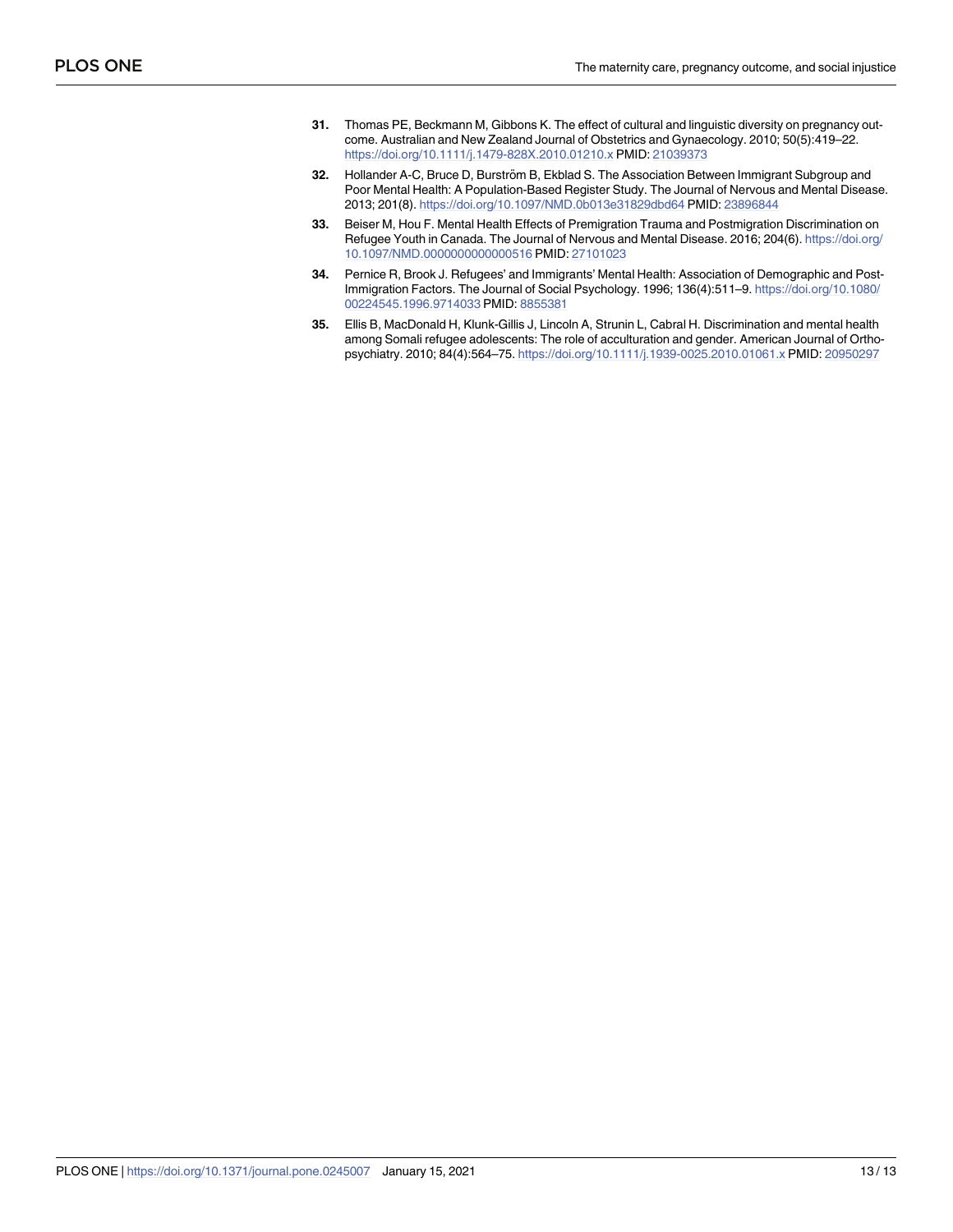31. Thomas PE, Beckmann M, Gibbons K. The effect of cultural and linguistic diversity on pregnancy outcome. Australian and New Zealand Journal of Obstetrics and Gynaecology. 2010; 50(5):419–22. https://doi.org/10.1111/j.1479-828X.2010.01210.x PMID: 21039373

32. Hollander A-C, Bruce D, Burström B, Ekblad S. The Association Between Immigrant Subgroup and Poor Mental Health: A Population-Based Register Study. The Journal of Nervous and Mental Disease. 2013; 201(8). https://doi.org/10.1097/NMD.0b013e31829dbd64 PMID: 23896844

33. Beiser M, Hou F. Mental Health Effects of Premigration Trauma and Postmigration Discrimination on Refugee Youth in Canada. The Journal of Nervous and Mental Disease. 2016; 204(6). https://doi.org/10.1097/NMD.0000000000000516 PMID: 27101023

34. Pernice R, Brook J. Refugees' and Immigrants' Mental Health: Association of Demographic and Post-Immigration Factors. The Journal of Social Psychology. 1996; 136(4):511–9. https://doi.org/10.1080/00224545.1996.9714033 PMID: 8855381

35. Ellis B, MacDonald H, Klunk-Gillis J, Lincoln A, Strunin L, Cabral H. Discrimination and mental health among Somali refugee adolescents: The role of acculturation and gender. American Journal of Orthopsychiatry. 2010; 84(4):564–75. https://doi.org/10.1111/j.1939-0025.2010.01061.x PMID: 20950297